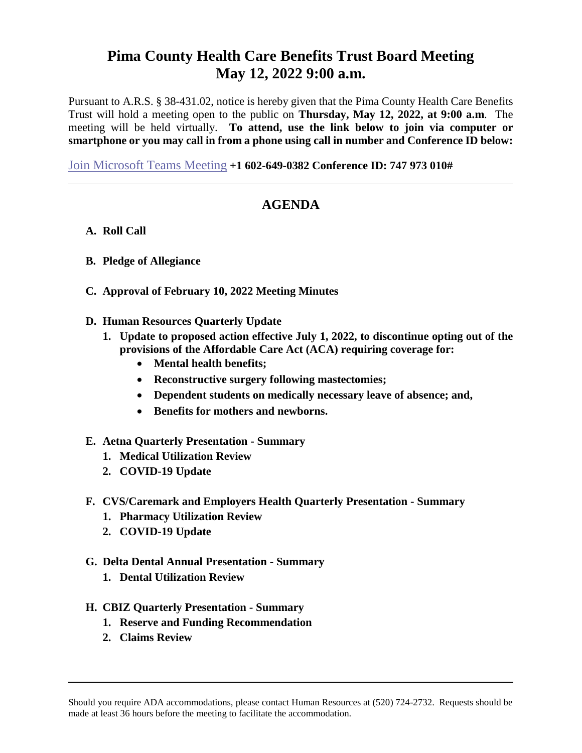# Pima County Health Care Benefits Trust Board Meeting
# May 12, 2022 9:00 a.m.

Pursuant to A.R.S. § 38-431.02, notice is hereby given that the Pima County Health Care Benefits Trust will hold a meeting open to the public on **Thursday, May 12, 2022, at 9:00 a.m**. The meeting will be held virtually. **To attend, use the link below to join via computer or smartphone or you may call in from a phone using call in number and Conference ID below:**

Join Microsoft Teams Meeting **+1 602-649-0382 Conference ID: 747 973 010#**

---

## AGENDA

**A. Roll Call**

**B. Pledge of Allegiance**

**C. Approval of February 10, 2022 Meeting Minutes**

**D. Human Resources Quarterly Update**

1. **Update to proposed action effective July 1, 2022, to discontinue opting out of the provisions of the Affordable Care Act (ACA) requiring coverage for:**
   - **Mental health benefits;**
   - **Reconstructive surgery following mastectomies;**
   - **Dependent students on medically necessary leave of absence; and,**
   - **Benefits for mothers and newborns.**

**E. Aetna Quarterly Presentation - Summary**

1. **Medical Utilization Review**
2. **COVID-19 Update**

**F. CVS/Caremark and Employers Health Quarterly Presentation - Summary**

1. **Pharmacy Utilization Review**
2. **COVID-19 Update**

**G. Delta Dental Annual Presentation - Summary**

1. **Dental Utilization Review**

**H. CBIZ Quarterly Presentation - Summary**

1. **Reserve and Funding Recommendation**
2. **Claims Review**

---

Should you require ADA accommodations, please contact Human Resources at (520) 724-2732. Requests should be made at least 36 hours before the meeting to facilitate the accommodation.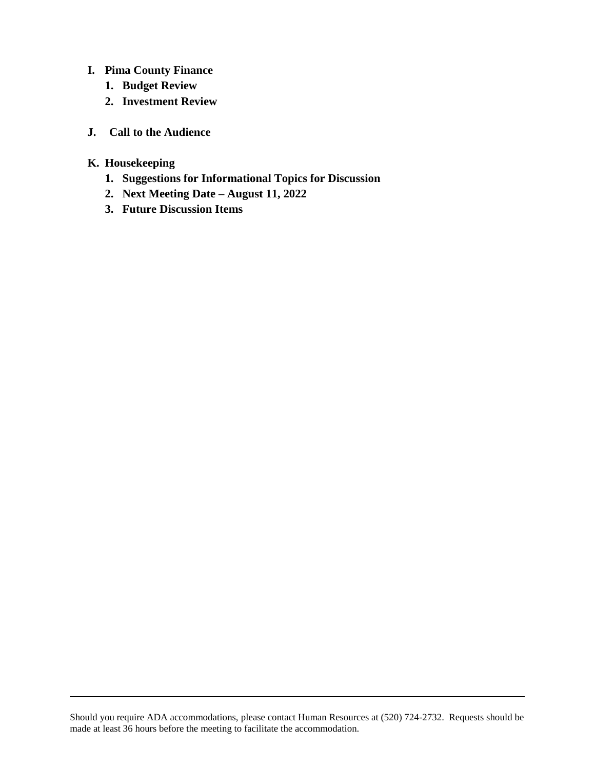**I. Pima County Finance**

1. **Budget Review**
2. **Investment Review**

**J. Call to the Audience**

**K. Housekeeping**

1. **Suggestions for Informational Topics for Discussion**
2. **Next Meeting Date – August 11, 2022**
3. **Future Discussion Items**

---

Should you require ADA accommodations, please contact Human Resources at (520) 724-2732. Requests should be made at least 36 hours before the meeting to facilitate the accommodation.